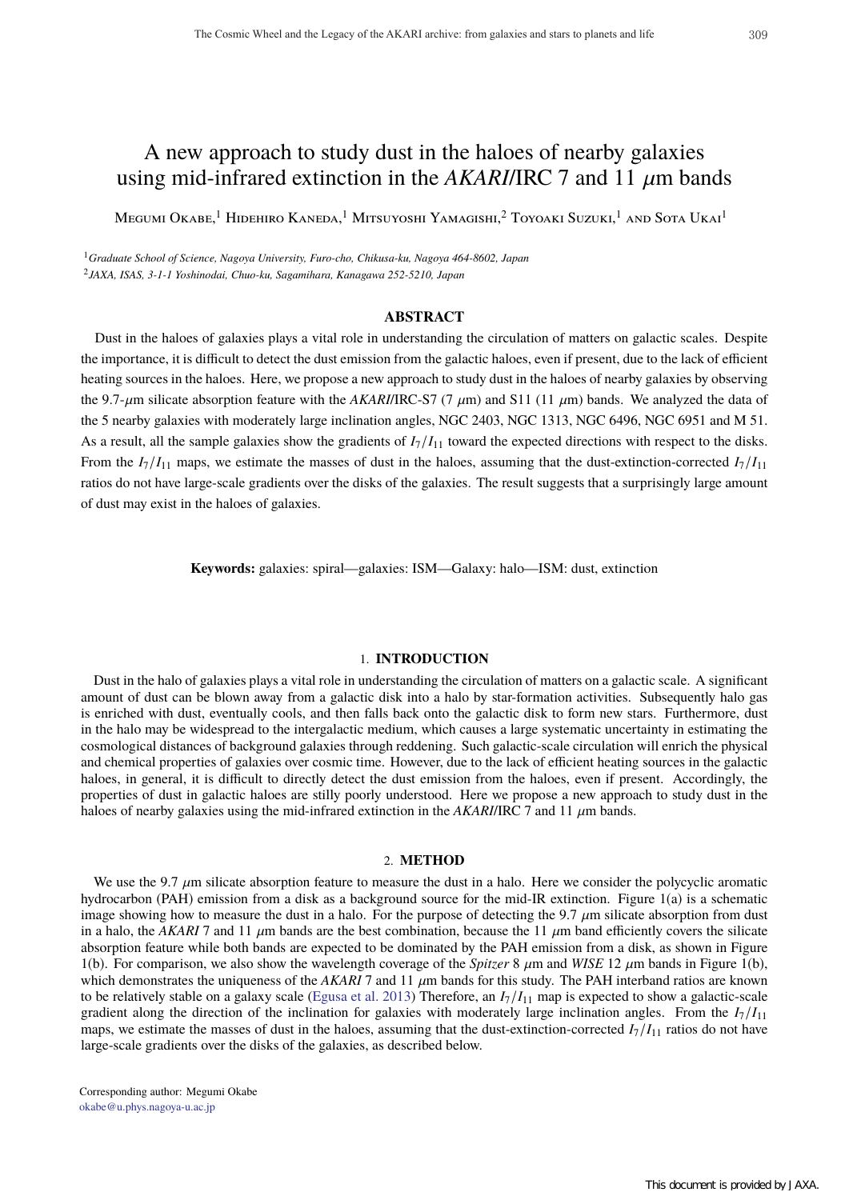# A new approach to study dust in the haloes of nearby galaxies using mid-infrared extinction in the *AKARI*/IRC 7 and 11 $\mu$m bands

Megumi Okabe,[1] Hidehiro Kaneda,[1] Mitsuyoshi Yamagishi,[2] Toyoaki Suzuki,[1] and Sota Ukai[1]

[1]*Graduate School of Science, Nagoya University, Furo-cho, Chikusa-ku, Nagoya 464-8602, Japan*

[2]*JAXA, ISAS, 3-1-1 Yoshinodai, Chuo-ku, Sagamihara, Kanagawa 252-5210, Japan*

## ABSTRACT

Dust in the haloes of galaxies plays a vital role in understanding the circulation of matters on galactic scales. Despite the importance, it is difficult to detect the dust emission from the galactic haloes, even if present, due to the lack of efficient heating sources in the haloes. Here, we propose a new approach to study dust in the haloes of nearby galaxies by observing the 9.7-$\mu$m silicate absorption feature with the *AKARI*/IRC-S7 (7 $\mu$m) and S11 (11 $\mu$m) bands. We analyzed the data of the 5 nearby galaxies with moderately large inclination angles, NGC 2403, NGC 1313, NGC 6496, NGC 6951 and M 51. As a result, all the sample galaxies show the gradients of $I_7/I_{11}$ toward the expected directions with respect to the disks. From the $I_7/I_{11}$ maps, we estimate the masses of dust in the haloes, assuming that the dust-extinction-corrected $I_7/I_{11}$ ratios do not have large-scale gradients over the disks of the galaxies. The result suggests that a surprisingly large amount of dust may exist in the haloes of galaxies.

**Keywords:** galaxies: spiral—galaxies: ISM—Galaxy: halo—ISM: dust, extinction

## 1. INTRODUCTION

Dust in the halo of galaxies plays a vital role in understanding the circulation of matters on a galactic scale. A significant amount of dust can be blown away from a galactic disk into a halo by star-formation activities. Subsequently halo gas is enriched with dust, eventually cools, and then falls back onto the galactic disk to form new stars. Furthermore, dust in the halo may be widespread to the intergalactic medium, which causes a large systematic uncertainty in estimating the cosmological distances of background galaxies through reddening. Such galactic-scale circulation will enrich the physical and chemical properties of galaxies over cosmic time. However, due to the lack of efficient heating sources in the galactic haloes, in general, it is difficult to directly detect the dust emission from the haloes, even if present. Accordingly, the properties of dust in galactic haloes are stilly poorly understood. Here we propose a new approach to study dust in the haloes of nearby galaxies using the mid-infrared extinction in the *AKARI*/IRC 7 and 11 $\mu$m bands.

## 2. METHOD

We use the 9.7 $\mu$m silicate absorption feature to measure the dust in a halo. Here we consider the polycyclic aromatic hydrocarbon (PAH) emission from a disk as a background source for the mid-IR extinction. Figure 1(a) is a schematic image showing how to measure the dust in a halo. For the purpose of detecting the 9.7 $\mu$m silicate absorption from dust in a halo, the *AKARI* 7 and 11 $\mu$m bands are the best combination, because the 11 $\mu$m band efficiently covers the silicate absorption feature while both bands are expected to be dominated by the PAH emission from a disk, as shown in Figure 1(b). For comparison, we also show the wavelength coverage of the *Spitzer* 8 $\mu$m and *WISE* 12 $\mu$m bands in Figure 1(b), which demonstrates the uniqueness of the *AKARI* 7 and 11 $\mu$m bands for this study. The PAH interband ratios are known to be relatively stable on a galaxy scale (Egusa et al. 2013) Therefore, an $I_7/I_{11}$ map is expected to show a galactic-scale gradient along the direction of the inclination for galaxies with moderately large inclination angles. From the $I_7/I_{11}$ maps, we estimate the masses of dust in the haloes, assuming that the dust-extinction-corrected $I_7/I_{11}$ ratios do not have large-scale gradients over the disks of the galaxies, as described below.

Corresponding author: Megumi Okabe
okabe@u.phys.nagoya-u.ac.jp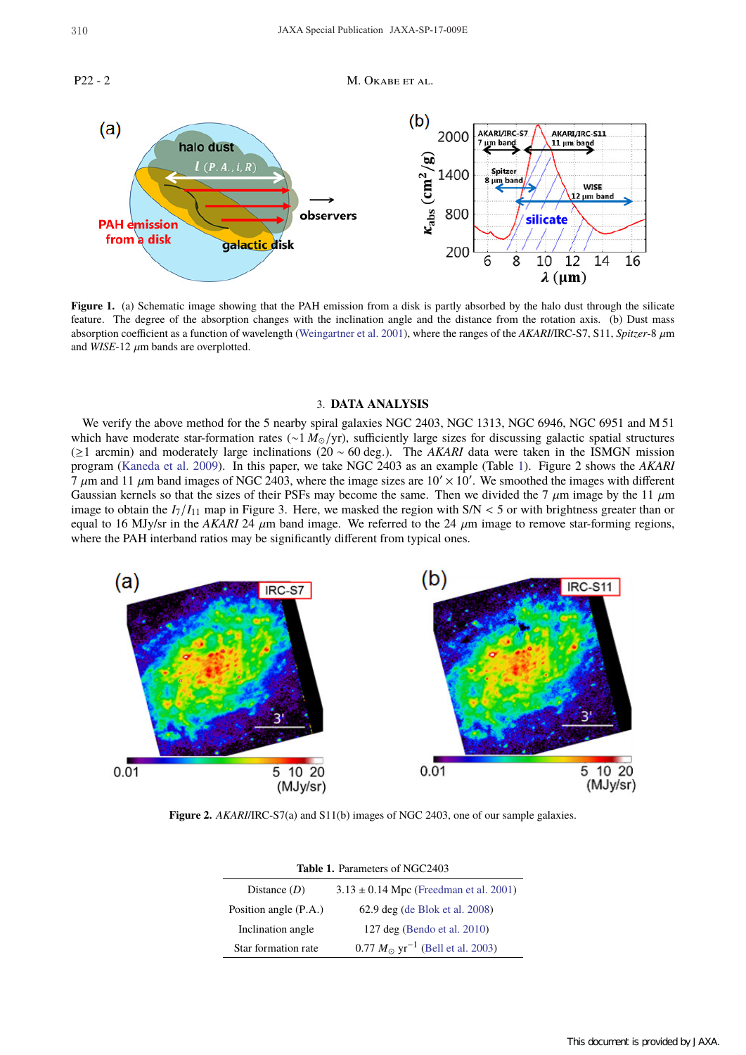**Figure 1.** (a) Schematic image showing that the PAH emission from a disk is partly absorbed by the halo dust through the silicate feature. The degree of the absorption changes with the inclination angle and the distance from the rotation axis. (b) Dust mass absorption coefficient as a function of wavelength (Weingartner et al. 2001), where the ranges of the *AKARI*/IRC-S7, S11, *Spitzer*-8 $\mu$m and *WISE*-12 $\mu$m bands are overplotted.

## 3. DATA ANALYSIS

We verify the above method for the 5 nearby spiral galaxies NGC 2403, NGC 1313, NGC 6946, NGC 6951 and M 51 which have moderate star-formation rates ($\sim 1\ M_{\odot}$/yr), sufficiently large sizes for discussing galactic spatial structures ($\geq 1$ arcmin) and moderately large inclinations (20 ~ 60 deg.). The *AKARI* data were taken in the ISMGN mission program (Kaneda et al. 2009). In this paper, we take NGC 2403 as an example (Table 1). Figure 2 shows the *AKARI* 7 $\mu$m and 11 $\mu$m band images of NGC 2403, where the image sizes are $10' \times 10'$. We smoothed the images with different Gaussian kernels so that the sizes of their PSFs may become the same. Then we divided the 7 $\mu$m image by the 11 $\mu$m image to obtain the $I_7/I_{11}$ map in Figure 3. Here, we masked the region with S/N < 5 or with brightness greater than or equal to 16 MJy/sr in the *AKARI* 24 $\mu$m band image. We referred to the 24 $\mu$m image to remove star-forming regions, where the PAH interband ratios may be significantly different from typical ones.

**Figure 2.** *AKARI*/IRC-S7(a) and S11(b) images of NGC 2403, one of our sample galaxies.

**Table 1.** Parameters of NGC2403

| | |
|---|---|
| Distance ($D$) | 3.13 ± 0.14 Mpc (Freedman et al. 2001) |
| Position angle (P.A.) | 62.9 deg (de Blok et al. 2008) |
| Inclination angle | 127 deg (Bendo et al. 2010) |
| Star formation rate | 0.77 $M_{\odot}$ yr$^{-1}$ (Bell et al. 2003) |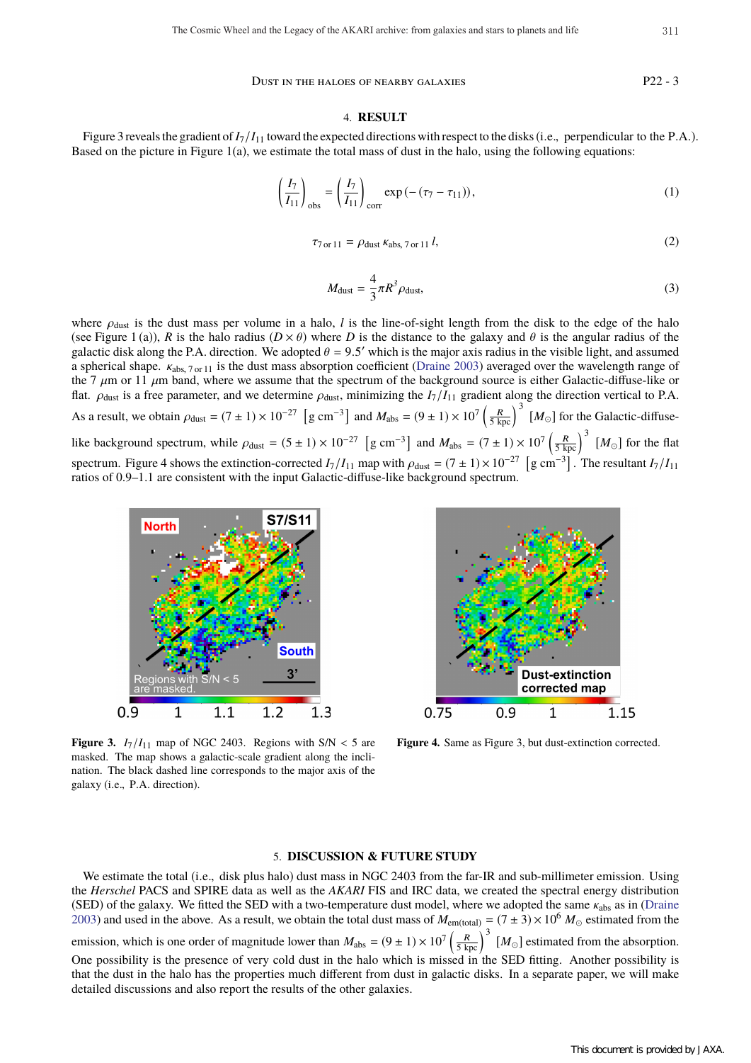## 4. RESULT

Figure 3 reveals the gradient of $I_7/I_{11}$ toward the expected directions with respect to the disks (i.e., perpendicular to the P.A.). Based on the picture in Figure 1(a), we estimate the total mass of dust in the halo, using the following equations:

$$\left(\frac{I_7}{I_{11}}\right)_{\rm obs} = \left(\frac{I_7}{I_{11}}\right)_{\rm corr} \exp\left(-(\tau_7 - \tau_{11})\right), \tag{1}$$

$$\tau_{7\,{\rm or}\,11} = \rho_{\rm dust}\,\kappa_{\rm abs,\,7\,or\,11}\,l, \tag{2}$$

$$M_{\rm dust} = \frac{4}{3}\pi R^3 \rho_{\rm dust}, \tag{3}$$

where $\rho_{\rm dust}$ is the dust mass per volume in a halo, $l$ is the line-of-sight length from the disk to the edge of the halo (see Figure 1 (a)), $R$ is the halo radius $(D \times \theta)$ where $D$ is the distance to the galaxy and $\theta$ is the angular radius of the galactic disk along the P.A. direction. We adopted $\theta = 9.5'$ which is the major axis radius in the visible light, and assumed a spherical shape. $\kappa_{\rm abs,\,7\,or\,11}$ is the dust mass absorption coefficient (Draine 2003) averaged over the wavelength range of the 7 $\mu$m or 11 $\mu$m band, where we assume that the spectrum of the background source is either Galactic-diffuse-like or flat. $\rho_{\rm dust}$ is a free parameter, and we determine $\rho_{\rm dust}$, minimizing the $I_7/I_{11}$ gradient along the direction vertical to P.A. As a result, we obtain $\rho_{\rm dust} = (7 \pm 1) \times 10^{-27}$ $[{\rm g\ cm^{-3}}]$ and $M_{\rm abs} = (9 \pm 1) \times 10^7 \left(\frac{R}{5\,{\rm kpc}}\right)^3$ $[M_\odot]$ for the Galactic-diffuse-like background spectrum, while $\rho_{\rm dust} = (5 \pm 1) \times 10^{-27}$ $[{\rm g\ cm^{-3}}]$ and $M_{\rm abs} = (7 \pm 1) \times 10^7 \left(\frac{R}{5\,{\rm kpc}}\right)^3$ $[M_\odot]$ for the flat spectrum. Figure 4 shows the extinction-corrected $I_7/I_{11}$ map with $\rho_{\rm dust} = (7 \pm 1) \times 10^{-27}$ $[{\rm g\ cm^{-3}}]$. The resultant $I_7/I_{11}$ ratios of 0.9–1.1 are consistent with the input Galactic-diffuse-like background spectrum.

**Figure 3.** $I_7/I_{11}$ map of NGC 2403. Regions with S/N < 5 are masked. The map shows a galactic-scale gradient along the inclination. The black dashed line corresponds to the major axis of the galaxy (i.e., P.A. direction).

**Figure 4.** Same as Figure 3, but dust-extinction corrected.

## 5. DISCUSSION & FUTURE STUDY

We estimate the total (i.e., disk plus halo) dust mass in NGC 2403 from the far-IR and sub-millimeter emission. Using the *Herschel* PACS and SPIRE data as well as the *AKARI* FIS and IRC data, we created the spectral energy distribution (SED) of the galaxy. We fitted the SED with a two-temperature dust model, where we adopted the same $\kappa_{\rm abs}$ as in (Draine 2003) and used in the above. As a result, we obtain the total dust mass of $M_{\rm em(total)} = (7 \pm 3) \times 10^6\ M_\odot$ estimated from the emission, which is one order of magnitude lower than $M_{\rm abs} = (9 \pm 1) \times 10^7 \left(\frac{R}{5\,{\rm kpc}}\right)^3$ $[M_\odot]$ estimated from the absorption. One possibility is the presence of very cold dust in the halo which is missed in the SED fitting. Another possibility is that the dust in the halo has the properties much different from dust in galactic disks. In a separate paper, we will make detailed discussions and also report the results of the other galaxies.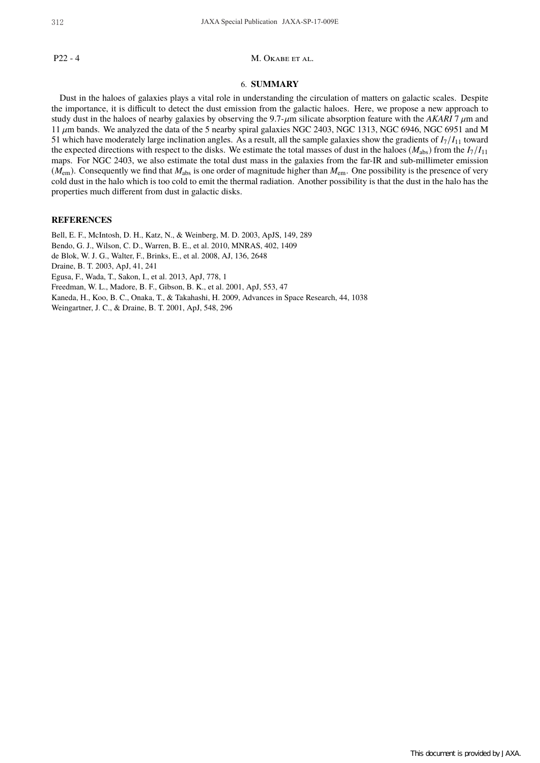## 6. SUMMARY

Dust in the haloes of galaxies plays a vital role in understanding the circulation of matters on galactic scales. Despite the importance, it is difficult to detect the dust emission from the galactic haloes. Here, we propose a new approach to study dust in the haloes of nearby galaxies by observing the 9.7-$\mu$m silicate absorption feature with the *AKARI* 7 $\mu$m and 11 $\mu$m bands. We analyzed the data of the 5 nearby spiral galaxies NGC 2403, NGC 1313, NGC 6946, NGC 6951 and M 51 which have moderately large inclination angles. As a result, all the sample galaxies show the gradients of $I_7/I_{11}$ toward the expected directions with respect to the disks. We estimate the total masses of dust in the haloes ($M_{\rm abs}$) from the $I_7/I_{11}$ maps. For NGC 2403, we also estimate the total dust mass in the galaxies from the far-IR and sub-millimeter emission ($M_{\rm em}$). Consequently we find that $M_{\rm abs}$ is one order of magnitude higher than $M_{\rm em}$. One possibility is the presence of very cold dust in the halo which is too cold to emit the thermal radiation. Another possibility is that the dust in the halo has the properties much different from dust in galactic disks.

## REFERENCES

Bell, E. F., McIntosh, D. H., Katz, N., & Weinberg, M. D. 2003, ApJS, 149, 289

Bendo, G. J., Wilson, C. D., Warren, B. E., et al. 2010, MNRAS, 402, 1409

de Blok, W. J. G., Walter, F., Brinks, E., et al. 2008, AJ, 136, 2648

Draine, B. T. 2003, ApJ, 41, 241

Egusa, F., Wada, T., Sakon, I., et al. 2013, ApJ, 778, 1

Freedman, W. L., Madore, B. F., Gibson, B. K., et al. 2001, ApJ, 553, 47

Kaneda, H., Koo, B. C., Onaka, T., & Takahashi, H. 2009, Advances in Space Research, 44, 1038

Weingartner, J. C., & Draine, B. T. 2001, ApJ, 548, 296